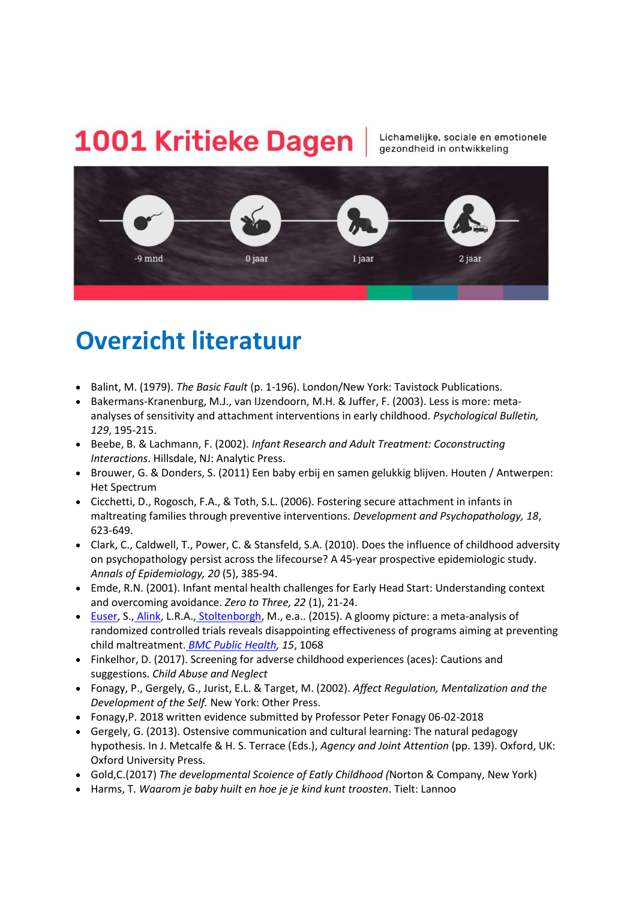# 1001 Kritieke Dagen

Lichamelijke, sociale en emotionele gezondheid in ontwikkeling

-9 mnd  0 jaar  1 jaar  2 jaar

## Overzicht literatuur

- Balint, M. (1979). *The Basic Fault* (p. 1-196). London/New York: Tavistock Publications.
- Bakermans-Kranenburg, M.J., van IJzendoorn, M.H. & Juffer, F. (2003). Less is more: meta-analyses of sensitivity and attachment interventions in early childhood. *Psychological Bulletin, 129*, 195-215.
- Beebe, B. & Lachmann, F. (2002). *Infant Research and Adult Treatment: Coconstructing Interactions*. Hillsdale, NJ: Analytic Press.
- Brouwer, G. & Donders, S. (2011) Een baby erbij en samen gelukkig blijven. Houten / Antwerpen: Het Spectrum
- Cicchetti, D., Rogosch, F.A., & Toth, S.L. (2006). Fostering secure attachment in infants in maltreating families through preventive interventions. *Development and Psychopathology, 18*, 623-649.
- Clark, C., Caldwell, T., Power, C. & Stansfeld, S.A. (2010). Does the influence of childhood adversity on psychopathology persist across the lifecourse? A 45-year prospective epidemiologic study. *Annals of Epidemiology, 20* (5), 385-94.
- Emde, R.N. (2001). Infant mental health challenges for Early Head Start: Understanding context and overcoming avoidance. *Zero to Three, 22* (1), 21-24.
- Euser, S., Alink, L.R.A., Stoltenborgh, M., e.a.. (2015). A gloomy picture: a meta-analysis of randomized controlled trials reveals disappointing effectiveness of programs aiming at preventing child maltreatment. *BMC Public Health, 15*, 1068
- Finkelhor, D. (2017). Screening for adverse childhood experiences (aces): Cautions and suggestions. *Child Abuse and Neglect*
- Fonagy, P., Gergely, G., Jurist, E.L. & Target, M. (2002). *Affect Regulation, Mentalization and the Development of the Self.* New York: Other Press.
- Fonagy,P. 2018 written evidence submitted by Professor Peter Fonagy 06-02-2018
- Gergely, G. (2013). Ostensive communication and cultural learning: The natural pedagogy hypothesis. In J. Metcalfe & H. S. Terrace (Eds.), *Agency and Joint Attention* (pp. 139). Oxford, UK: Oxford University Press.
- Gold,C.(2017) *The developmental Scoience of Eatly Childhood (*Norton & Company, New York)
- Harms, T. *Waarom je baby huilt en hoe je je kind kunt troosten*. Tielt: Lannoo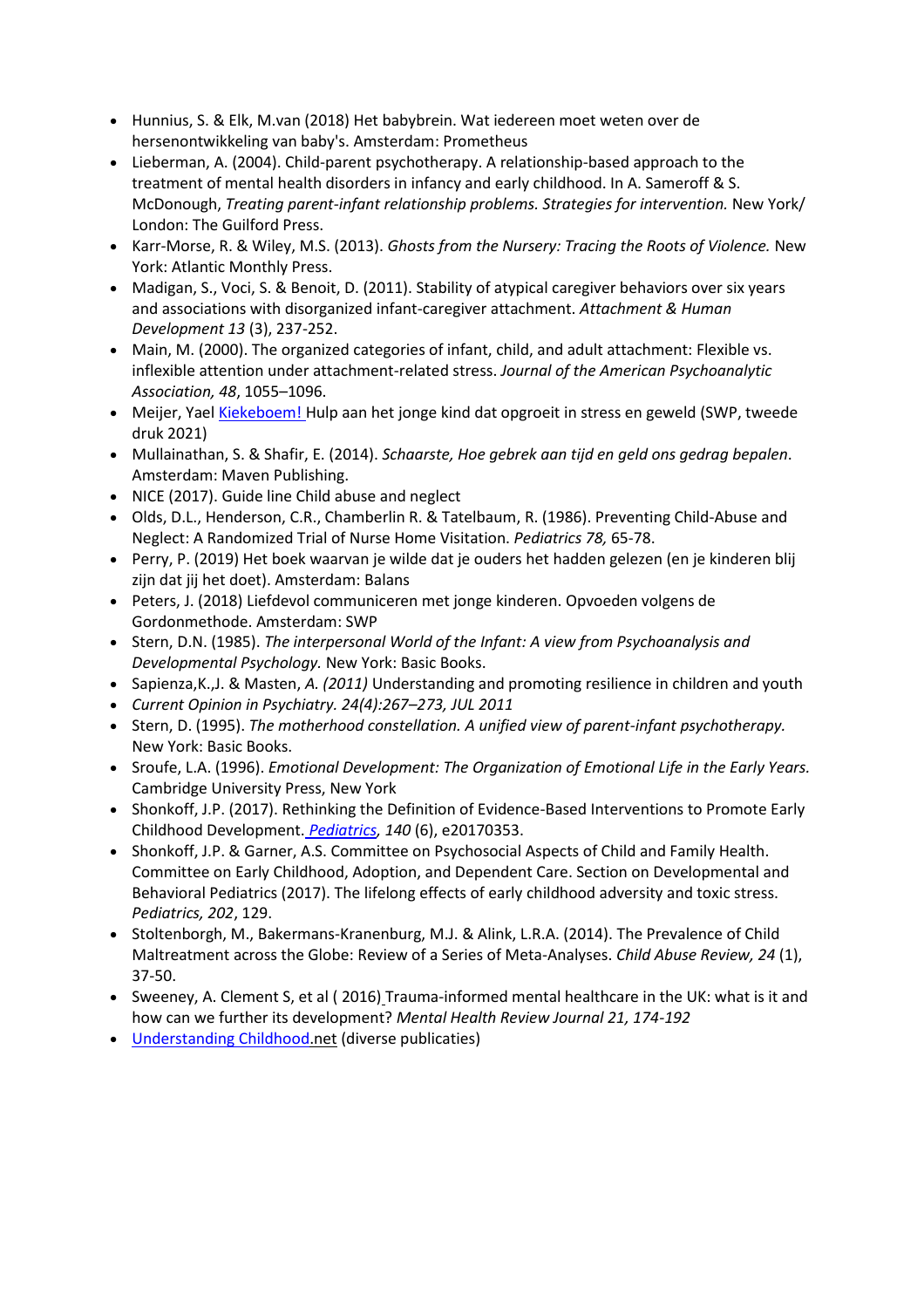- Hunnius, S. & Elk, M.van (2018) Het babybrein. Wat iedereen moet weten over de hersenontwikkeling van baby's. Amsterdam: Prometheus
- Lieberman, A. (2004). Child-parent psychotherapy. A relationship-based approach to the treatment of mental health disorders in infancy and early childhood. In A. Sameroff & S. McDonough, *Treating parent-infant relationship problems. Strategies for intervention.* New York/ London: The Guilford Press.
- Karr-Morse, R. & Wiley, M.S. (2013). *Ghosts from the Nursery: Tracing the Roots of Violence.* New York: Atlantic Monthly Press.
- Madigan, S., Voci, S. & Benoit, D. (2011). Stability of atypical caregiver behaviors over six years and associations with disorganized infant-caregiver attachment. *Attachment & Human Development 13* (3), 237-252.
- Main, M. (2000). The organized categories of infant, child, and adult attachment: Flexible vs. inflexible attention under attachment-related stress. *Journal of the American Psychoanalytic Association, 48*, 1055–1096.
- Meijer, Yael Kiekeboem! Hulp aan het jonge kind dat opgroeit in stress en geweld (SWP, tweede druk 2021)
- Mullainathan, S. & Shafir, E. (2014). *Schaarste, Hoe gebrek aan tijd en geld ons gedrag bepalen*. Amsterdam: Maven Publishing.
- NICE (2017). Guide line Child abuse and neglect
- Olds, D.L., Henderson, C.R., Chamberlin R. & Tatelbaum, R. (1986). Preventing Child-Abuse and Neglect: A Randomized Trial of Nurse Home Visitation. *Pediatrics 78,* 65-78.
- Perry, P. (2019) Het boek waarvan je wilde dat je ouders het hadden gelezen (en je kinderen blij zijn dat jij het doet). Amsterdam: Balans
- Peters, J. (2018) Liefdevol communiceren met jonge kinderen. Opvoeden volgens de Gordonmethode. Amsterdam: SWP
- Stern, D.N. (1985). *The interpersonal World of the Infant: A view from Psychoanalysis and Developmental Psychology.* New York: Basic Books.
- Sapienza,K.,J. & Masten, *A. (2011)* Understanding and promoting resilience in children and youth
- *Current Opinion in Psychiatry. 24(4):267–273, JUL 2011*
- Stern, D. (1995). *The motherhood constellation. A unified view of parent-infant psychotherapy.* New York: Basic Books.
- Sroufe, L.A. (1996). *Emotional Development: The Organization of Emotional Life in the Early Years.* Cambridge University Press, New York
- Shonkoff, J.P. (2017). Rethinking the Definition of Evidence-Based Interventions to Promote Early Childhood Development. *Pediatrics, 140* (6), e20170353.
- Shonkoff, J.P. & Garner, A.S. Committee on Psychosocial Aspects of Child and Family Health. Committee on Early Childhood, Adoption, and Dependent Care. Section on Developmental and Behavioral Pediatrics (2017). The lifelong effects of early childhood adversity and toxic stress. *Pediatrics, 202*, 129.
- Stoltenborgh, M., Bakermans-Kranenburg, M.J. & Alink, L.R.A. (2014). The Prevalence of Child Maltreatment across the Globe: Review of a Series of Meta-Analyses. *Child Abuse Review, 24* (1), 37-50.
- Sweeney, A. Clement S, et al ( 2016) Trauma-informed mental healthcare in the UK: what is it and how can we further its development? *Mental Health Review Journal 21, 174-192*
- Understanding Childhood.net (diverse publicaties)